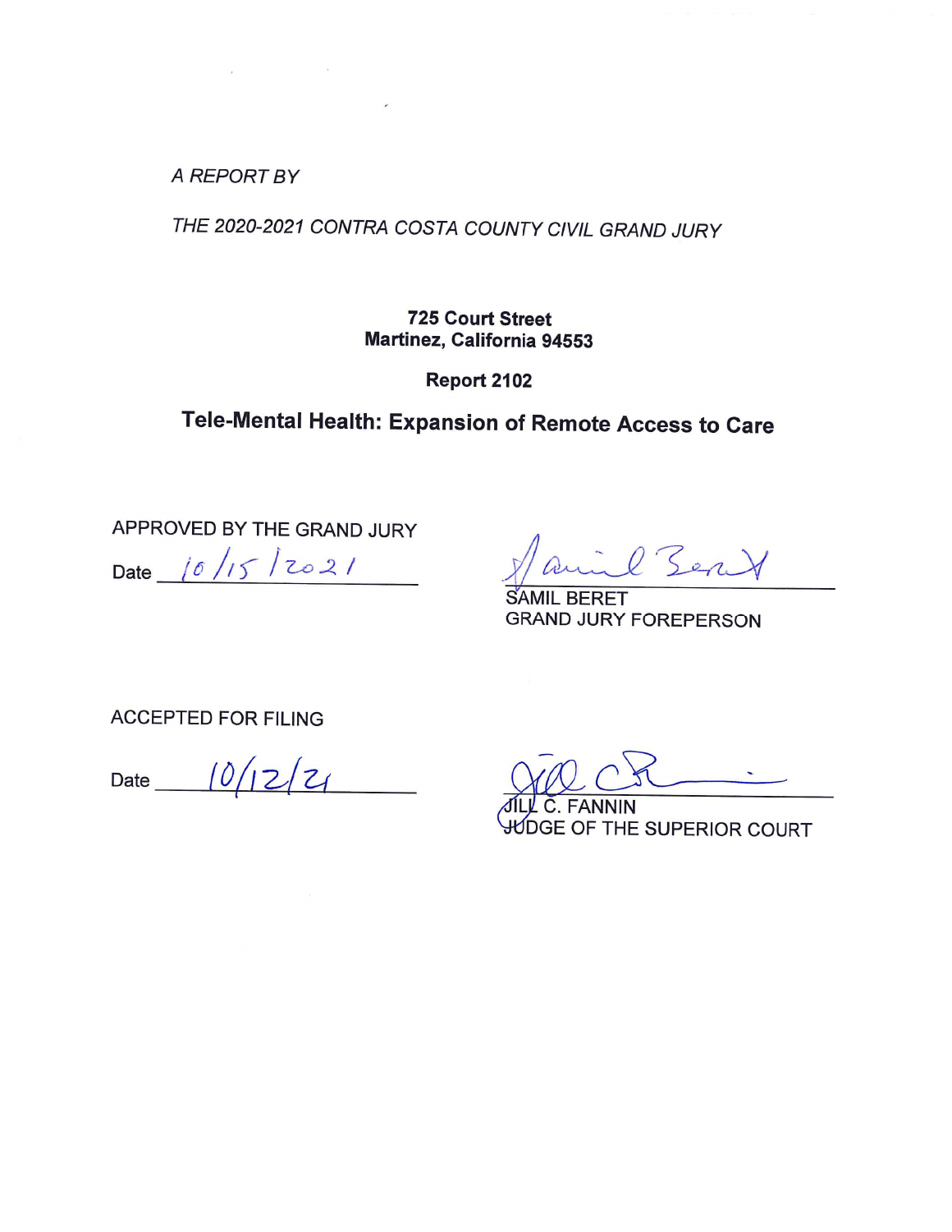*A REPORT BY*

*THE 2020-2021 CONTRA COSTA COUNTY CIVIL GRAND JURY*

**725 Court Street**
**Martinez, California 94553**

**Report 2102**

# Tele-Mental Health: Expansion of Remote Access to Care

APPROVED BY THE GRAND JURY

Date 10/15/2021

SAMIL BERET
GRAND JURY FOREPERSON

ACCEPTED FOR FILING

Date 10/12/21

JILL C. FANNIN
JUDGE OF THE SUPERIOR COURT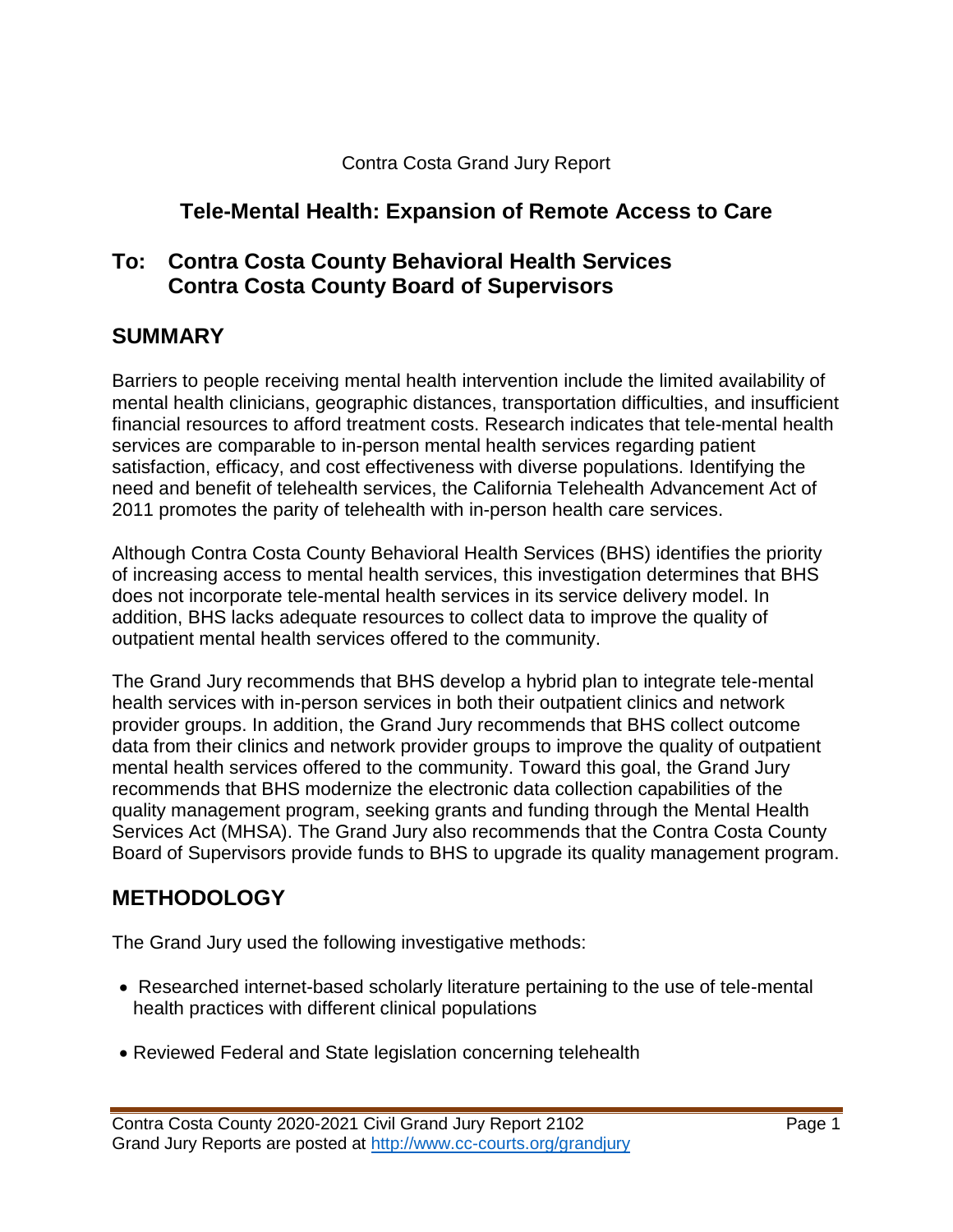Contra Costa Grand Jury Report

# Tele-Mental Health: Expansion of Remote Access to Care

## To: Contra Costa County Behavioral Health Services
## Contra Costa County Board of Supervisors

## SUMMARY

Barriers to people receiving mental health intervention include the limited availability of mental health clinicians, geographic distances, transportation difficulties, and insufficient financial resources to afford treatment costs. Research indicates that tele-mental health services are comparable to in-person mental health services regarding patient satisfaction, efficacy, and cost effectiveness with diverse populations. Identifying the need and benefit of telehealth services, the California Telehealth Advancement Act of 2011 promotes the parity of telehealth with in-person health care services.

Although Contra Costa County Behavioral Health Services (BHS) identifies the priority of increasing access to mental health services, this investigation determines that BHS does not incorporate tele-mental health services in its service delivery model. In addition, BHS lacks adequate resources to collect data to improve the quality of outpatient mental health services offered to the community.

The Grand Jury recommends that BHS develop a hybrid plan to integrate tele-mental health services with in-person services in both their outpatient clinics and network provider groups. In addition, the Grand Jury recommends that BHS collect outcome data from their clinics and network provider groups to improve the quality of outpatient mental health services offered to the community. Toward this goal, the Grand Jury recommends that BHS modernize the electronic data collection capabilities of the quality management program, seeking grants and funding through the Mental Health Services Act (MHSA). The Grand Jury also recommends that the Contra Costa County Board of Supervisors provide funds to BHS to upgrade its quality management program.

## METHODOLOGY

The Grand Jury used the following investigative methods:

- Researched internet-based scholarly literature pertaining to the use of tele-mental health practices with different clinical populations
- Reviewed Federal and State legislation concerning telehealth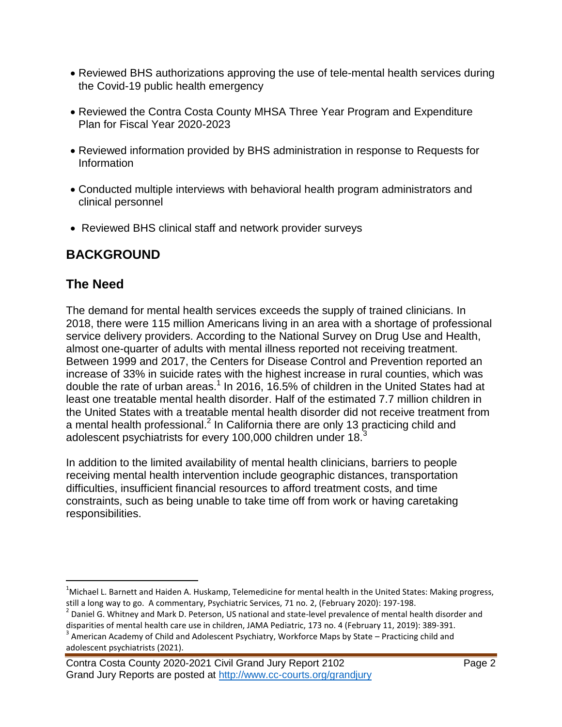- Reviewed BHS authorizations approving the use of tele-mental health services during the Covid-19 public health emergency
- Reviewed the Contra Costa County MHSA Three Year Program and Expenditure Plan for Fiscal Year 2020-2023
- Reviewed information provided by BHS administration in response to Requests for Information
- Conducted multiple interviews with behavioral health program administrators and clinical personnel
- Reviewed BHS clinical staff and network provider surveys

## BACKGROUND

## The Need

The demand for mental health services exceeds the supply of trained clinicians. In 2018, there were 115 million Americans living in an area with a shortage of professional service delivery providers. According to the National Survey on Drug Use and Health, almost one-quarter of adults with mental illness reported not receiving treatment. Between 1999 and 2017, the Centers for Disease Control and Prevention reported an increase of 33% in suicide rates with the highest increase in rural counties, which was double the rate of urban areas.[1] In 2016, 16.5% of children in the United States had at least one treatable mental health disorder. Half of the estimated 7.7 million children in the United States with a treatable mental health disorder did not receive treatment from a mental health professional.[2] In California there are only 13 practicing child and adolescent psychiatrists for every 100,000 children under 18.[3]

In addition to the limited availability of mental health clinicians, barriers to people receiving mental health intervention include geographic distances, transportation difficulties, insufficient financial resources to afford treatment costs, and time constraints, such as being unable to take time off from work or having caretaking responsibilities.

---

[1] Michael L. Barnett and Haiden A. Huskamp, Telemedicine for mental health in the United States: Making progress, still a long way to go. A commentary, Psychiatric Services, 71 no. 2, (February 2020): 197-198.

[2] Daniel G. Whitney and Mark D. Peterson, US national and state-level prevalence of mental health disorder and disparities of mental health care use in children, JAMA Pediatric, 173 no. 4 (February 11, 2019): 389-391.

[3] American Academy of Child and Adolescent Psychiatry, Workforce Maps by State – Practicing child and adolescent psychiatrists (2021).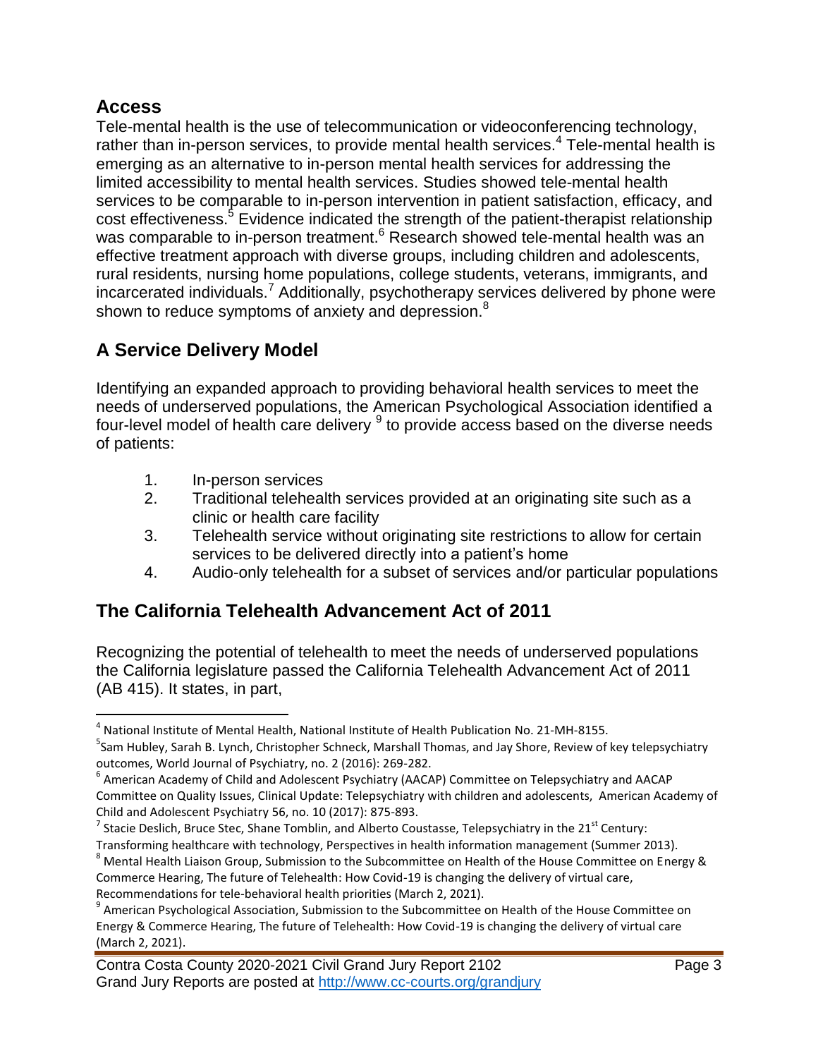## Access

Tele-mental health is the use of telecommunication or videoconferencing technology, rather than in-person services, to provide mental health services.[4] Tele-mental health is emerging as an alternative to in-person mental health services for addressing the limited accessibility to mental health services. Studies showed tele-mental health services to be comparable to in-person intervention in patient satisfaction, efficacy, and cost effectiveness.[5] Evidence indicated the strength of the patient-therapist relationship was comparable to in-person treatment.[6] Research showed tele-mental health was an effective treatment approach with diverse groups, including children and adolescents, rural residents, nursing home populations, college students, veterans, immigrants, and incarcerated individuals.[7] Additionally, psychotherapy services delivered by phone were shown to reduce symptoms of anxiety and depression.[8]

## A Service Delivery Model

Identifying an expanded approach to providing behavioral health services to meet the needs of underserved populations, the American Psychological Association identified a four-level model of health care delivery [9] to provide access based on the diverse needs of patients:

1. In-person services
2. Traditional telehealth services provided at an originating site such as a clinic or health care facility
3. Telehealth service without originating site restrictions to allow for certain services to be delivered directly into a patient's home
4. Audio-only telehealth for a subset of services and/or particular populations

## The California Telehealth Advancement Act of 2011

Recognizing the potential of telehealth to meet the needs of underserved populations the California legislature passed the California Telehealth Advancement Act of 2011 (AB 415). It states, in part,

---

[4] National Institute of Mental Health, National Institute of Health Publication No. 21-MH-8155.

[5] Sam Hubley, Sarah B. Lynch, Christopher Schneck, Marshall Thomas, and Jay Shore, Review of key telepsychiatry outcomes, World Journal of Psychiatry, no. 2 (2016): 269-282.

[6] American Academy of Child and Adolescent Psychiatry (AACAP) Committee on Telepsychiatry and AACAP Committee on Quality Issues, Clinical Update: Telepsychiatry with children and adolescents, American Academy of Child and Adolescent Psychiatry 56, no. 10 (2017): 875-893.

[7] Stacie Deslich, Bruce Stec, Shane Tomblin, and Alberto Coustasse, Telepsychiatry in the 21st Century: Transforming healthcare with technology, Perspectives in health information management (Summer 2013).

[8] Mental Health Liaison Group, Submission to the Subcommittee on Health of the House Committee on Energy & Commerce Hearing, The future of Telehealth: How Covid-19 is changing the delivery of virtual care, Recommendations for tele-behavioral health priorities (March 2, 2021).

[9] American Psychological Association, Submission to the Subcommittee on Health of the House Committee on Energy & Commerce Hearing, The future of Telehealth: How Covid-19 is changing the delivery of virtual care (March 2, 2021).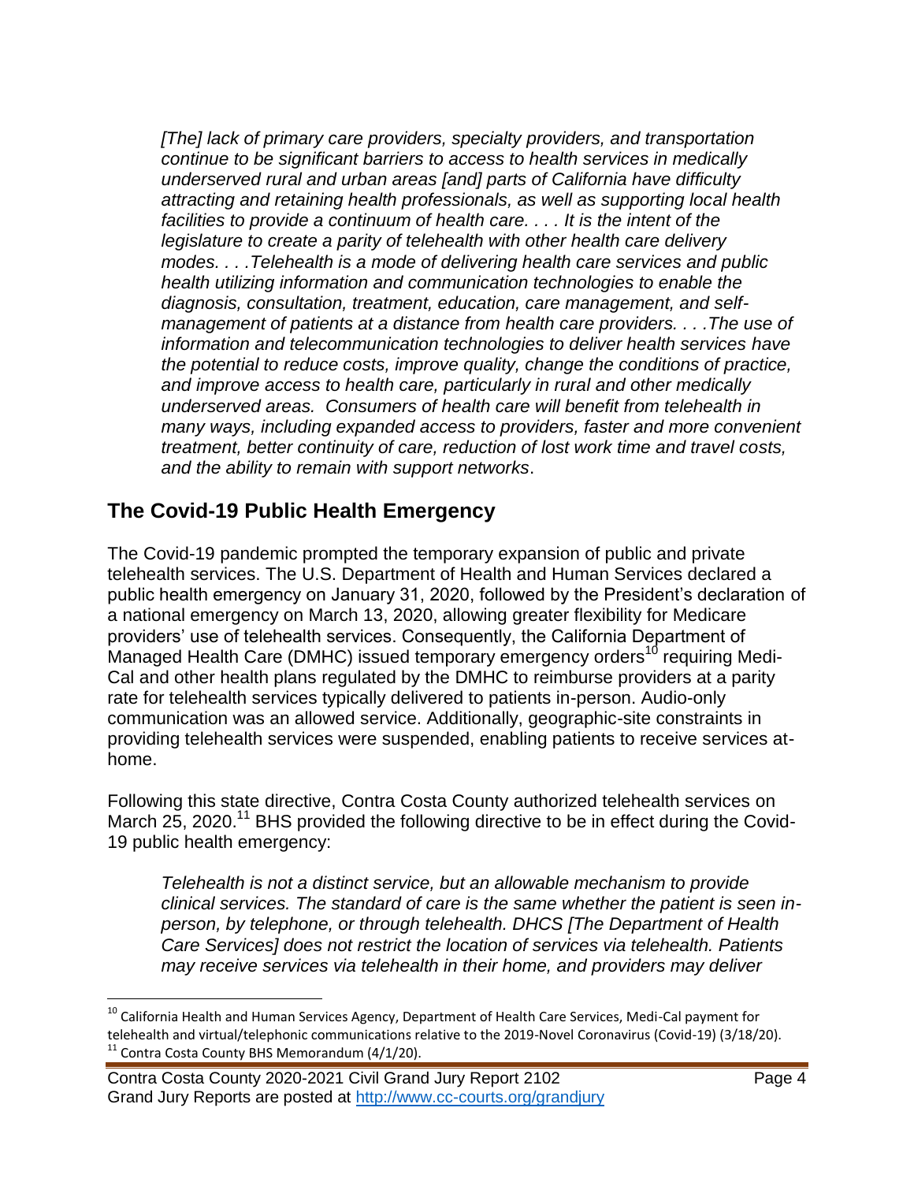*[The] lack of primary care providers, specialty providers, and transportation continue to be significant barriers to access to health services in medically underserved rural and urban areas [and] parts of California have difficulty attracting and retaining health professionals, as well as supporting local health facilities to provide a continuum of health care. . . . It is the intent of the legislature to create a parity of telehealth with other health care delivery modes. . . .Telehealth is a mode of delivering health care services and public health utilizing information and communication technologies to enable the diagnosis, consultation, treatment, education, care management, and self-management of patients at a distance from health care providers. . . .The use of information and telecommunication technologies to deliver health services have the potential to reduce costs, improve quality, change the conditions of practice, and improve access to health care, particularly in rural and other medically underserved areas. Consumers of health care will benefit from telehealth in many ways, including expanded access to providers, faster and more convenient treatment, better continuity of care, reduction of lost work time and travel costs, and the ability to remain with support networks*.

## The Covid-19 Public Health Emergency

The Covid-19 pandemic prompted the temporary expansion of public and private telehealth services. The U.S. Department of Health and Human Services declared a public health emergency on January 31, 2020, followed by the President's declaration of a national emergency on March 13, 2020, allowing greater flexibility for Medicare providers' use of telehealth services. Consequently, the California Department of Managed Health Care (DMHC) issued temporary emergency orders[10] requiring Medi-Cal and other health plans regulated by the DMHC to reimburse providers at a parity rate for telehealth services typically delivered to patients in-person. Audio-only communication was an allowed service. Additionally, geographic-site constraints in providing telehealth services were suspended, enabling patients to receive services at-home.

Following this state directive, Contra Costa County authorized telehealth services on March 25, 2020.[11] BHS provided the following directive to be in effect during the Covid-19 public health emergency:

*Telehealth is not a distinct service, but an allowable mechanism to provide clinical services. The standard of care is the same whether the patient is seen in-person, by telephone, or through telehealth. DHCS [The Department of Health Care Services] does not restrict the location of services via telehealth. Patients may receive services via telehealth in their home, and providers may deliver*

---

[10] California Health and Human Services Agency, Department of Health Care Services, Medi-Cal payment for telehealth and virtual/telephonic communications relative to the 2019-Novel Coronavirus (Covid-19) (3/18/20).

[11] Contra Costa County BHS Memorandum (4/1/20).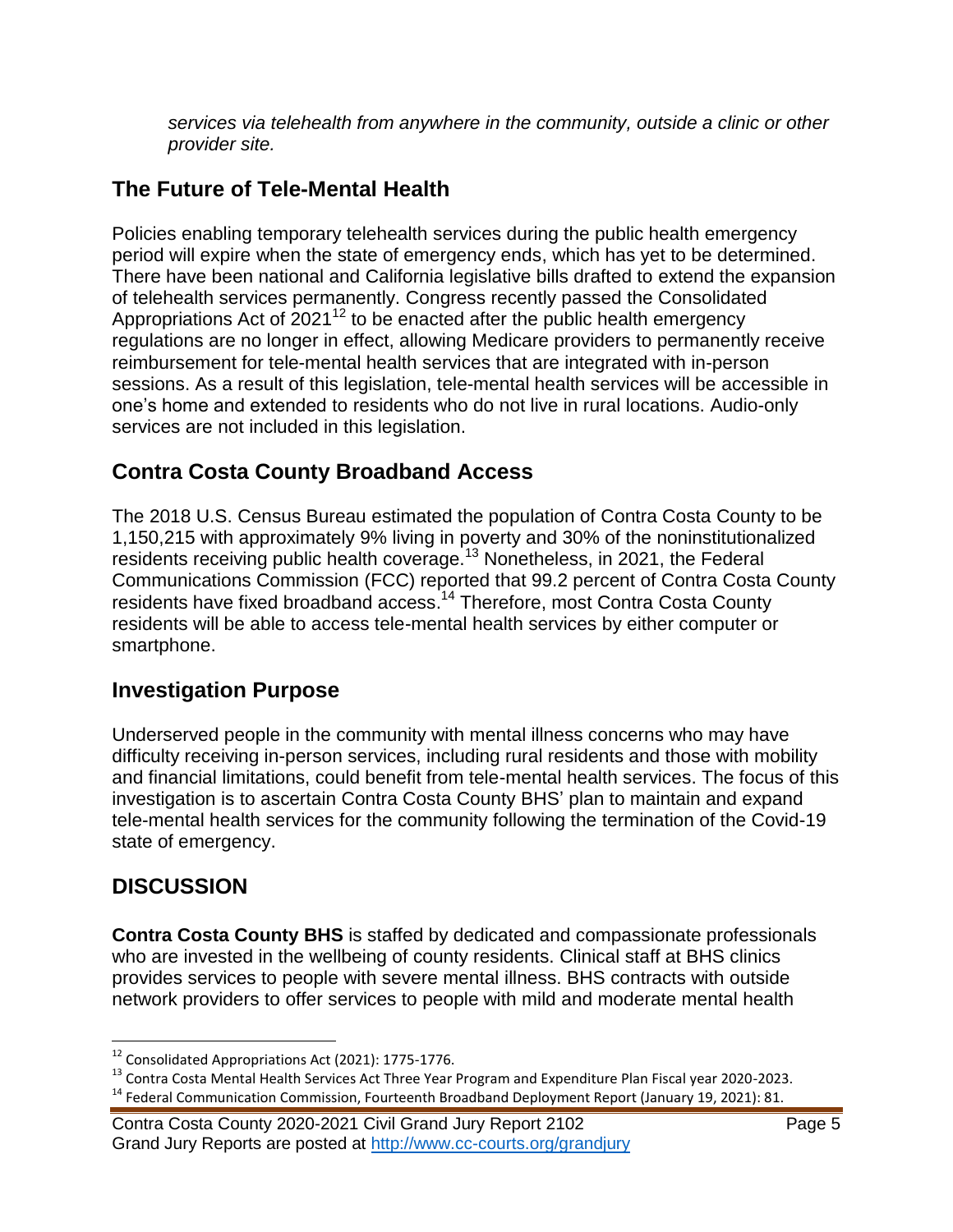*services via telehealth from anywhere in the community, outside a clinic or other provider site.*

## The Future of Tele-Mental Health

Policies enabling temporary telehealth services during the public health emergency period will expire when the state of emergency ends, which has yet to be determined. There have been national and California legislative bills drafted to extend the expansion of telehealth services permanently. Congress recently passed the Consolidated Appropriations Act of 2021[12] to be enacted after the public health emergency regulations are no longer in effect, allowing Medicare providers to permanently receive reimbursement for tele-mental health services that are integrated with in-person sessions. As a result of this legislation, tele-mental health services will be accessible in one's home and extended to residents who do not live in rural locations. Audio-only services are not included in this legislation.

## Contra Costa County Broadband Access

The 2018 U.S. Census Bureau estimated the population of Contra Costa County to be 1,150,215 with approximately 9% living in poverty and 30% of the noninstitutionalized residents receiving public health coverage.[13] Nonetheless, in 2021, the Federal Communications Commission (FCC) reported that 99.2 percent of Contra Costa County residents have fixed broadband access.[14] Therefore, most Contra Costa County residents will be able to access tele-mental health services by either computer or smartphone.

## Investigation Purpose

Underserved people in the community with mental illness concerns who may have difficulty receiving in-person services, including rural residents and those with mobility and financial limitations, could benefit from tele-mental health services. The focus of this investigation is to ascertain Contra Costa County BHS' plan to maintain and expand tele-mental health services for the community following the termination of the Covid-19 state of emergency.

## DISCUSSION

**Contra Costa County BHS** is staffed by dedicated and compassionate professionals who are invested in the wellbeing of county residents. Clinical staff at BHS clinics provides services to people with severe mental illness. BHS contracts with outside network providers to offer services to people with mild and moderate mental health

---

[12] Consolidated Appropriations Act (2021): 1775-1776.

[13] Contra Costa Mental Health Services Act Three Year Program and Expenditure Plan Fiscal year 2020-2023.

[14] Federal Communication Commission, Fourteenth Broadband Deployment Report (January 19, 2021): 81.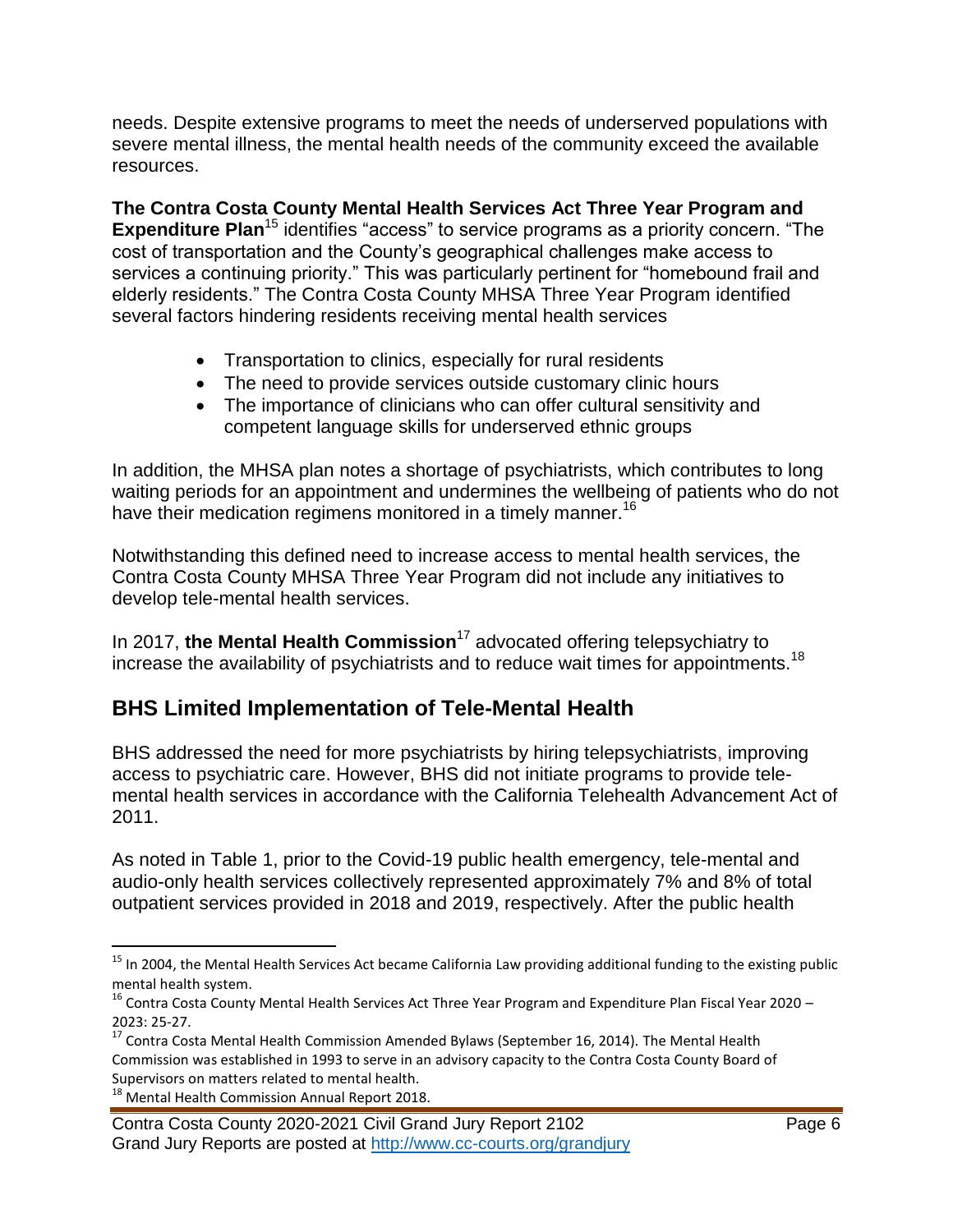needs. Despite extensive programs to meet the needs of underserved populations with severe mental illness, the mental health needs of the community exceed the available resources.

**The Contra Costa County Mental Health Services Act Three Year Program and Expenditure Plan**[15] identifies "access" to service programs as a priority concern. "The cost of transportation and the County's geographical challenges make access to services a continuing priority." This was particularly pertinent for "homebound frail and elderly residents." The Contra Costa County MHSA Three Year Program identified several factors hindering residents receiving mental health services

- Transportation to clinics, especially for rural residents
- The need to provide services outside customary clinic hours
- The importance of clinicians who can offer cultural sensitivity and competent language skills for underserved ethnic groups

In addition, the MHSA plan notes a shortage of psychiatrists, which contributes to long waiting periods for an appointment and undermines the wellbeing of patients who do not have their medication regimens monitored in a timely manner.[16]

Notwithstanding this defined need to increase access to mental health services, the Contra Costa County MHSA Three Year Program did not include any initiatives to develop tele-mental health services.

In 2017, **the Mental Health Commission**[17] advocated offering telepsychiatry to increase the availability of psychiatrists and to reduce wait times for appointments.[18]

## BHS Limited Implementation of Tele-Mental Health

BHS addressed the need for more psychiatrists by hiring telepsychiatrists, improving access to psychiatric care. However, BHS did not initiate programs to provide tele-mental health services in accordance with the California Telehealth Advancement Act of 2011.

As noted in Table 1, prior to the Covid-19 public health emergency, tele-mental and audio-only health services collectively represented approximately 7% and 8% of total outpatient services provided in 2018 and 2019, respectively. After the public health

---

[15] In 2004, the Mental Health Services Act became California Law providing additional funding to the existing public mental health system.

[16] Contra Costa County Mental Health Services Act Three Year Program and Expenditure Plan Fiscal Year 2020 – 2023: 25-27.

[17] Contra Costa Mental Health Commission Amended Bylaws (September 16, 2014). The Mental Health Commission was established in 1993 to serve in an advisory capacity to the Contra Costa County Board of Supervisors on matters related to mental health.

[18] Mental Health Commission Annual Report 2018.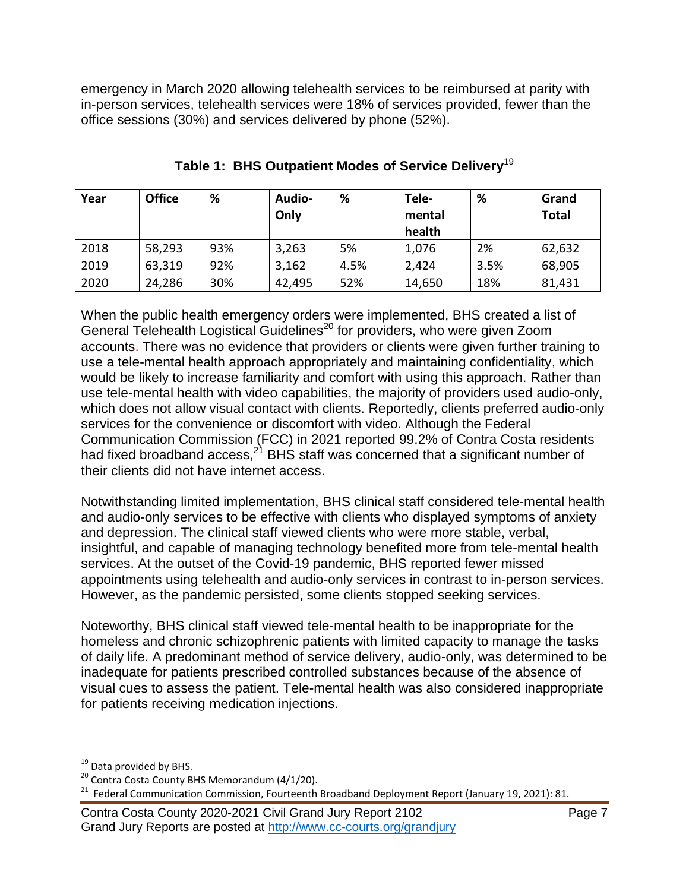emergency in March 2020 allowing telehealth services to be reimbursed at parity with in-person services, telehealth services were 18% of services provided, fewer than the office sessions (30%) and services delivered by phone (52%).

**Table 1: BHS Outpatient Modes of Service Delivery**[19]

| Year | Office | % | Audio-Only | % | Tele-mental health | % | Grand Total |
|---|---|---|---|---|---|---|---|
| 2018 | 58,293 | 93% | 3,263 | 5% | 1,076 | 2% | 62,632 |
| 2019 | 63,319 | 92% | 3,162 | 4.5% | 2,424 | 3.5% | 68,905 |
| 2020 | 24,286 | 30% | 42,495 | 52% | 14,650 | 18% | 81,431 |

When the public health emergency orders were implemented, BHS created a list of General Telehealth Logistical Guidelines[20] for providers, who were given Zoom accounts. There was no evidence that providers or clients were given further training to use a tele-mental health approach appropriately and maintaining confidentiality, which would be likely to increase familiarity and comfort with using this approach. Rather than use tele-mental health with video capabilities, the majority of providers used audio-only, which does not allow visual contact with clients. Reportedly, clients preferred audio-only services for the convenience or discomfort with video. Although the Federal Communication Commission (FCC) in 2021 reported 99.2% of Contra Costa residents had fixed broadband access,[21] BHS staff was concerned that a significant number of their clients did not have internet access.

Notwithstanding limited implementation, BHS clinical staff considered tele-mental health and audio-only services to be effective with clients who displayed symptoms of anxiety and depression. The clinical staff viewed clients who were more stable, verbal, insightful, and capable of managing technology benefited more from tele-mental health services. At the outset of the Covid-19 pandemic, BHS reported fewer missed appointments using telehealth and audio-only services in contrast to in-person services. However, as the pandemic persisted, some clients stopped seeking services.

Noteworthy, BHS clinical staff viewed tele-mental health to be inappropriate for the homeless and chronic schizophrenic patients with limited capacity to manage the tasks of daily life. A predominant method of service delivery, audio-only, was determined to be inadequate for patients prescribed controlled substances because of the absence of visual cues to assess the patient. Tele-mental health was also considered inappropriate for patients receiving medication injections.

[19] Data provided by BHS.

[20] Contra Costa County BHS Memorandum (4/1/20).

[21] Federal Communication Commission, Fourteenth Broadband Deployment Report (January 19, 2021): 81.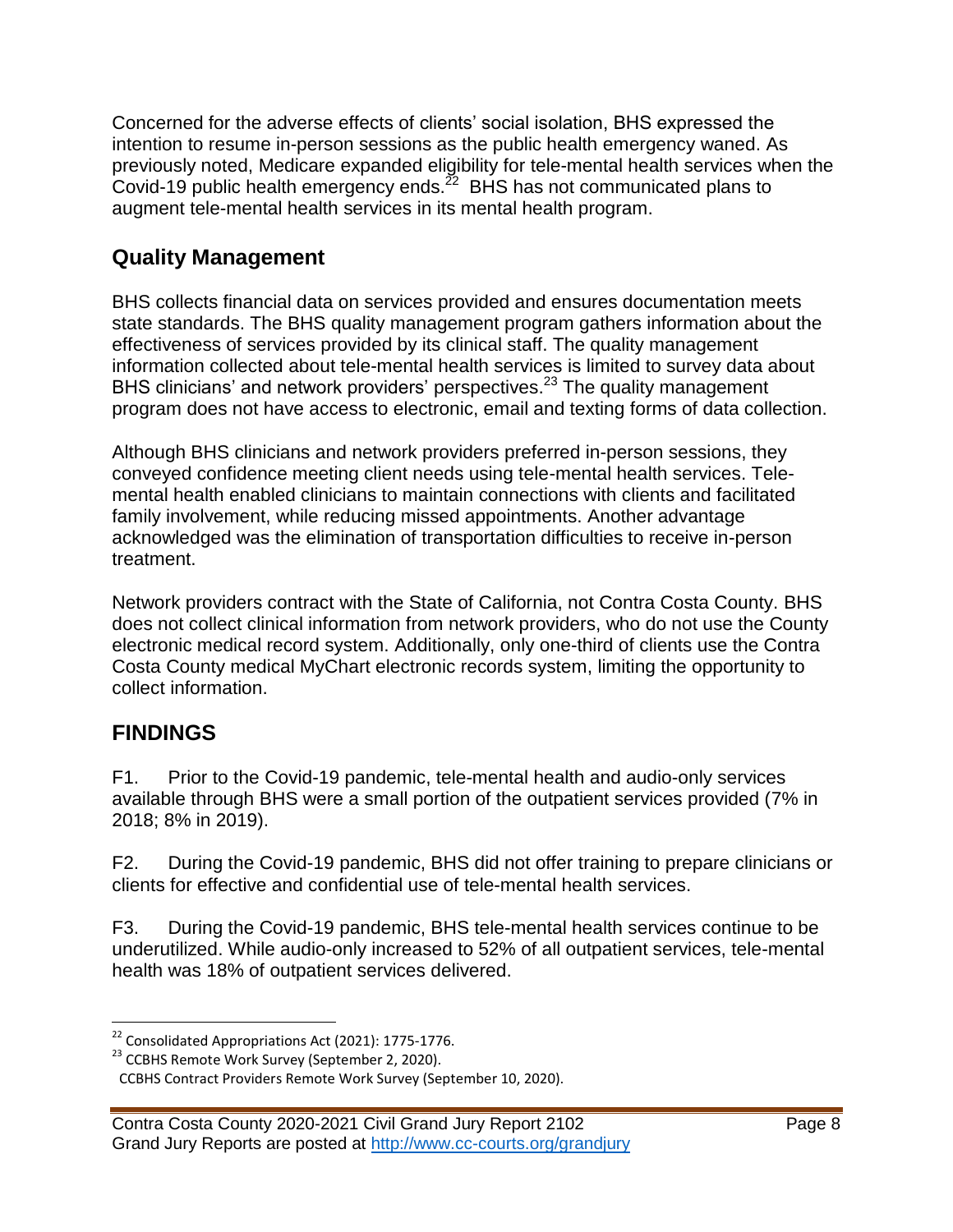Concerned for the adverse effects of clients' social isolation, BHS expressed the intention to resume in-person sessions as the public health emergency waned. As previously noted, Medicare expanded eligibility for tele-mental health services when the Covid-19 public health emergency ends.[22] BHS has not communicated plans to augment tele-mental health services in its mental health program.

## Quality Management

BHS collects financial data on services provided and ensures documentation meets state standards. The BHS quality management program gathers information about the effectiveness of services provided by its clinical staff. The quality management information collected about tele-mental health services is limited to survey data about BHS clinicians' and network providers' perspectives.[23] The quality management program does not have access to electronic, email and texting forms of data collection.

Although BHS clinicians and network providers preferred in-person sessions, they conveyed confidence meeting client needs using tele-mental health services. Tele-mental health enabled clinicians to maintain connections with clients and facilitated family involvement, while reducing missed appointments. Another advantage acknowledged was the elimination of transportation difficulties to receive in-person treatment.

Network providers contract with the State of California, not Contra Costa County. BHS does not collect clinical information from network providers, who do not use the County electronic medical record system. Additionally, only one-third of clients use the Contra Costa County medical MyChart electronic records system, limiting the opportunity to collect information.

## FINDINGS

F1. Prior to the Covid-19 pandemic, tele-mental health and audio-only services available through BHS were a small portion of the outpatient services provided (7% in 2018; 8% in 2019).

F2. During the Covid-19 pandemic, BHS did not offer training to prepare clinicians or clients for effective and confidential use of tele-mental health services.

F3. During the Covid-19 pandemic, BHS tele-mental health services continue to be underutilized. While audio-only increased to 52% of all outpatient services, tele-mental health was 18% of outpatient services delivered.

---

[22] Consolidated Appropriations Act (2021): 1775-1776.

[23] CCBHS Remote Work Survey (September 2, 2020).
CCBHS Contract Providers Remote Work Survey (September 10, 2020).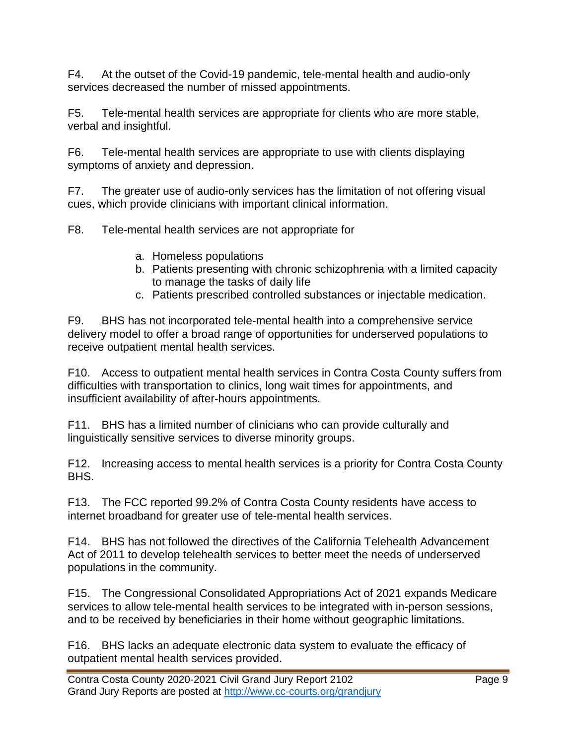F4. At the outset of the Covid-19 pandemic, tele-mental health and audio-only services decreased the number of missed appointments.

F5. Tele-mental health services are appropriate for clients who are more stable, verbal and insightful.

F6. Tele-mental health services are appropriate to use with clients displaying symptoms of anxiety and depression.

F7. The greater use of audio-only services has the limitation of not offering visual cues, which provide clinicians with important clinical information.

F8. Tele-mental health services are not appropriate for

a. Homeless populations
b. Patients presenting with chronic schizophrenia with a limited capacity to manage the tasks of daily life
c. Patients prescribed controlled substances or injectable medication.

F9. BHS has not incorporated tele-mental health into a comprehensive service delivery model to offer a broad range of opportunities for underserved populations to receive outpatient mental health services.

F10. Access to outpatient mental health services in Contra Costa County suffers from difficulties with transportation to clinics, long wait times for appointments, and insufficient availability of after-hours appointments.

F11. BHS has a limited number of clinicians who can provide culturally and linguistically sensitive services to diverse minority groups.

F12. Increasing access to mental health services is a priority for Contra Costa County BHS.

F13. The FCC reported 99.2% of Contra Costa County residents have access to internet broadband for greater use of tele-mental health services.

F14. BHS has not followed the directives of the California Telehealth Advancement Act of 2011 to develop telehealth services to better meet the needs of underserved populations in the community.

F15. The Congressional Consolidated Appropriations Act of 2021 expands Medicare services to allow tele-mental health services to be integrated with in-person sessions, and to be received by beneficiaries in their home without geographic limitations.

F16. BHS lacks an adequate electronic data system to evaluate the efficacy of outpatient mental health services provided.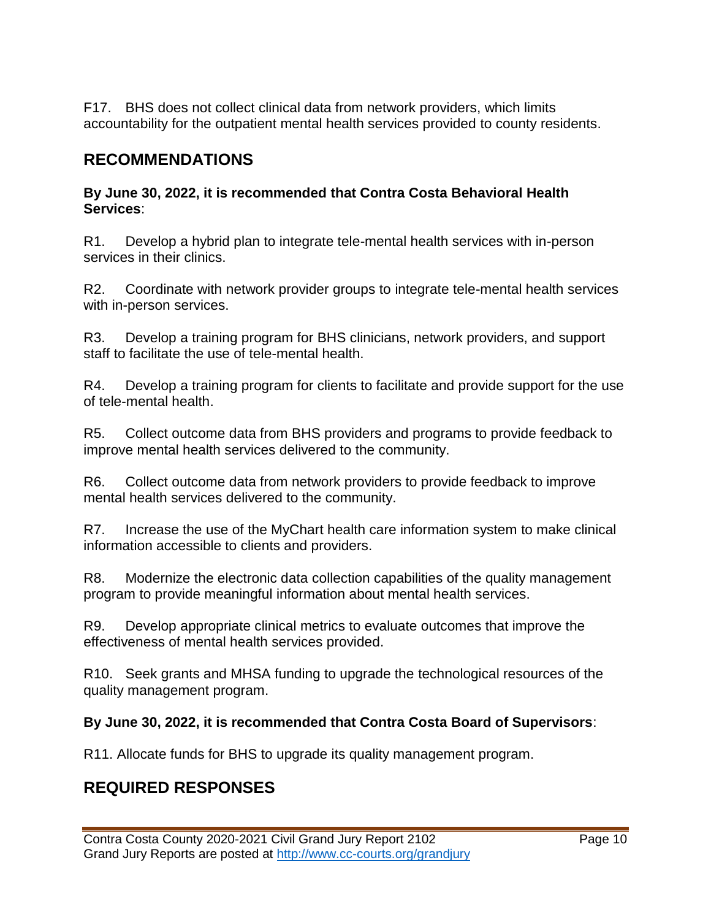F17. BHS does not collect clinical data from network providers, which limits accountability for the outpatient mental health services provided to county residents.

## RECOMMENDATIONS

**By June 30, 2022, it is recommended that Contra Costa Behavioral Health Services**:

R1. Develop a hybrid plan to integrate tele-mental health services with in-person services in their clinics.

R2. Coordinate with network provider groups to integrate tele-mental health services with in-person services.

R3. Develop a training program for BHS clinicians, network providers, and support staff to facilitate the use of tele-mental health.

R4. Develop a training program for clients to facilitate and provide support for the use of tele-mental health.

R5. Collect outcome data from BHS providers and programs to provide feedback to improve mental health services delivered to the community.

R6. Collect outcome data from network providers to provide feedback to improve mental health services delivered to the community.

R7. Increase the use of the MyChart health care information system to make clinical information accessible to clients and providers.

R8. Modernize the electronic data collection capabilities of the quality management program to provide meaningful information about mental health services.

R9. Develop appropriate clinical metrics to evaluate outcomes that improve the effectiveness of mental health services provided.

R10. Seek grants and MHSA funding to upgrade the technological resources of the quality management program.

**By June 30, 2022, it is recommended that Contra Costa Board of Supervisors**:

R11. Allocate funds for BHS to upgrade its quality management program.

## REQUIRED RESPONSES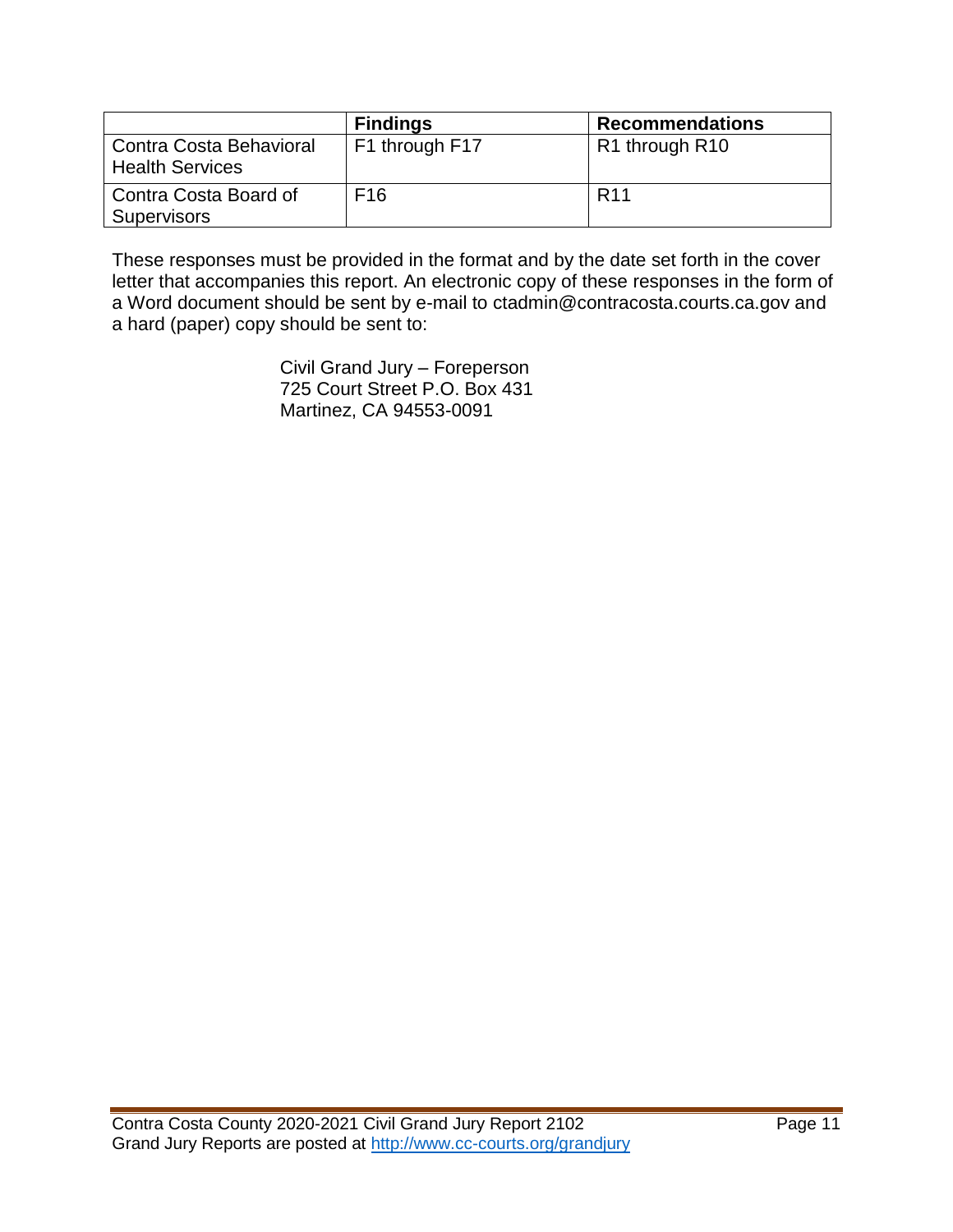| | Findings | Recommendations |
|---|---|---|
| Contra Costa Behavioral Health Services | F1 through F17 | R1 through R10 |
| Contra Costa Board of Supervisors | F16 | R11 |

These responses must be provided in the format and by the date set forth in the cover letter that accompanies this report. An electronic copy of these responses in the form of a Word document should be sent by e-mail to ctadmin@contracosta.courts.ca.gov and a hard (paper) copy should be sent to:

Civil Grand Jury – Foreperson
725 Court Street P.O. Box 431
Martinez, CA 94553-0091